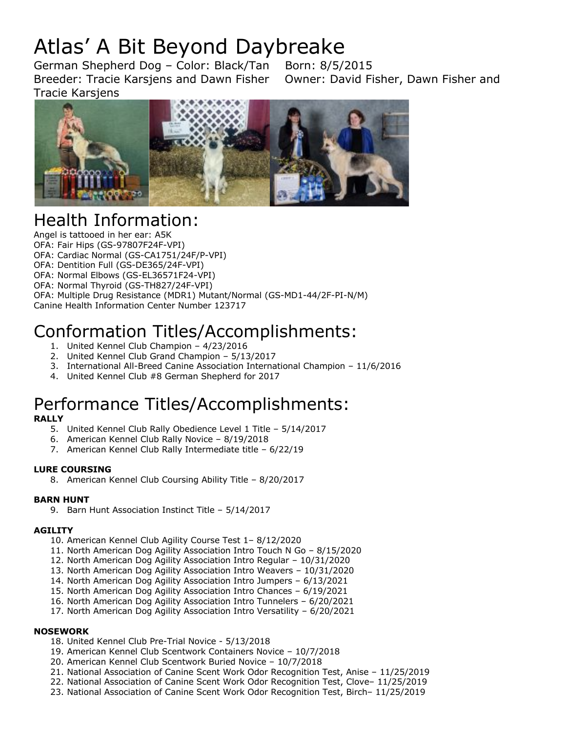# Atlas' A Bit Beyond Daybreake

German Shepherd Dog – Color: Black/Tan    Born: 8/5/2015
Breeder: Tracie Karsjens and Dawn Fisher    Owner: David Fisher, Dawn Fisher and Tracie Karsjens

## Health Information:

Angel is tattooed in her ear: A5K
OFA: Fair Hips (GS-97807F24F-VPI)
OFA: Cardiac Normal (GS-CA1751/24F/P-VPI)
OFA: Dentition Full (GS-DE365/24F-VPI)
OFA: Normal Elbows (GS-EL36571F24-VPI)
OFA: Normal Thyroid (GS-TH827/24F-VPI)
OFA: Multiple Drug Resistance (MDR1) Mutant/Normal (GS-MD1-44/2F-PI-N/M)
Canine Health Information Center Number 123717

## Conformation Titles/Accomplishments:

1. United Kennel Club Champion – 4/23/2016
2. United Kennel Club Grand Champion – 5/13/2017
3. International All-Breed Canine Association International Champion – 11/6/2016
4. United Kennel Club #8 German Shepherd for 2017

## Performance Titles/Accomplishments:

**RALLY**

5. United Kennel Club Rally Obedience Level 1 Title – 5/14/2017
6. American Kennel Club Rally Novice – 8/19/2018
7. American Kennel Club Rally Intermediate title – 6/22/19

**LURE COURSING**

8. American Kennel Club Coursing Ability Title – 8/20/2017

**BARN HUNT**

9. Barn Hunt Association Instinct Title – 5/14/2017

**AGILITY**

10. American Kennel Club Agility Course Test 1– 8/12/2020
11. North American Dog Agility Association Intro Touch N Go – 8/15/2020
12. North American Dog Agility Association Intro Regular – 10/31/2020
13. North American Dog Agility Association Intro Weavers – 10/31/2020
14. North American Dog Agility Association Intro Jumpers – 6/13/2021
15. North American Dog Agility Association Intro Chances – 6/19/2021
16. North American Dog Agility Association Intro Tunnelers – 6/20/2021
17. North American Dog Agility Association Intro Versatility – 6/20/2021

**NOSEWORK**

18. United Kennel Club Pre-Trial Novice - 5/13/2018
19. American Kennel Club Scentwork Containers Novice – 10/7/2018
20. American Kennel Club Scentwork Buried Novice – 10/7/2018
21. National Association of Canine Scent Work Odor Recognition Test, Anise – 11/25/2019
22. National Association of Canine Scent Work Odor Recognition Test, Clove– 11/25/2019
23. National Association of Canine Scent Work Odor Recognition Test, Birch– 11/25/2019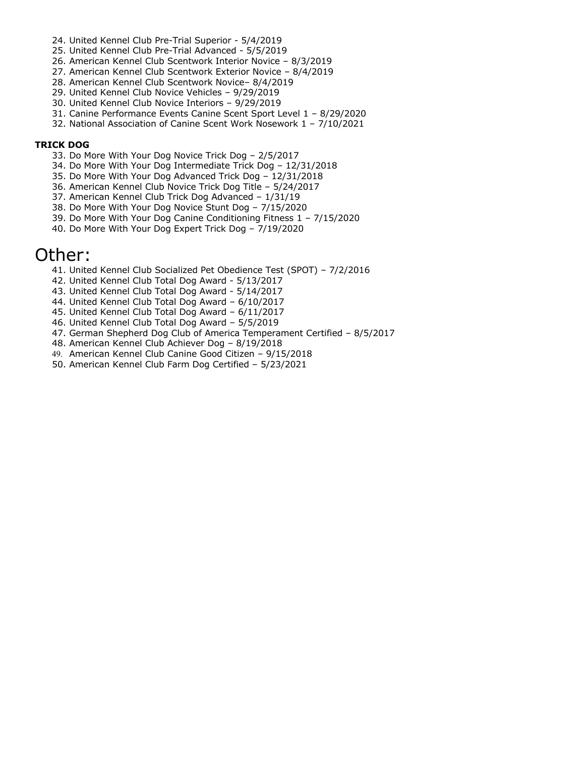24. United Kennel Club Pre-Trial Superior - 5/4/2019
25. United Kennel Club Pre-Trial Advanced - 5/5/2019
26. American Kennel Club Scentwork Interior Novice – 8/3/2019
27. American Kennel Club Scentwork Exterior Novice – 8/4/2019
28. American Kennel Club Scentwork Novice– 8/4/2019
29. United Kennel Club Novice Vehicles – 9/29/2019
30. United Kennel Club Novice Interiors – 9/29/2019
31. Canine Performance Events Canine Scent Sport Level 1 – 8/29/2020
32. National Association of Canine Scent Work Nosework 1 – 7/10/2021

**TRICK DOG**

33. Do More With Your Dog Novice Trick Dog – 2/5/2017
34. Do More With Your Dog Intermediate Trick Dog – 12/31/2018
35. Do More With Your Dog Advanced Trick Dog – 12/31/2018
36. American Kennel Club Novice Trick Dog Title – 5/24/2017
37. American Kennel Club Trick Dog Advanced – 1/31/19
38. Do More With Your Dog Novice Stunt Dog – 7/15/2020
39. Do More With Your Dog Canine Conditioning Fitness 1 – 7/15/2020
40. Do More With Your Dog Expert Trick Dog – 7/19/2020

# Other:

41. United Kennel Club Socialized Pet Obedience Test (SPOT) – 7/2/2016
42. United Kennel Club Total Dog Award - 5/13/2017
43. United Kennel Club Total Dog Award - 5/14/2017
44. United Kennel Club Total Dog Award – 6/10/2017
45. United Kennel Club Total Dog Award – 6/11/2017
46. United Kennel Club Total Dog Award – 5/5/2019
47. German Shepherd Dog Club of America Temperament Certified – 8/5/2017
48. American Kennel Club Achiever Dog – 8/19/2018
49. American Kennel Club Canine Good Citizen – 9/15/2018
50. American Kennel Club Farm Dog Certified – 5/23/2021